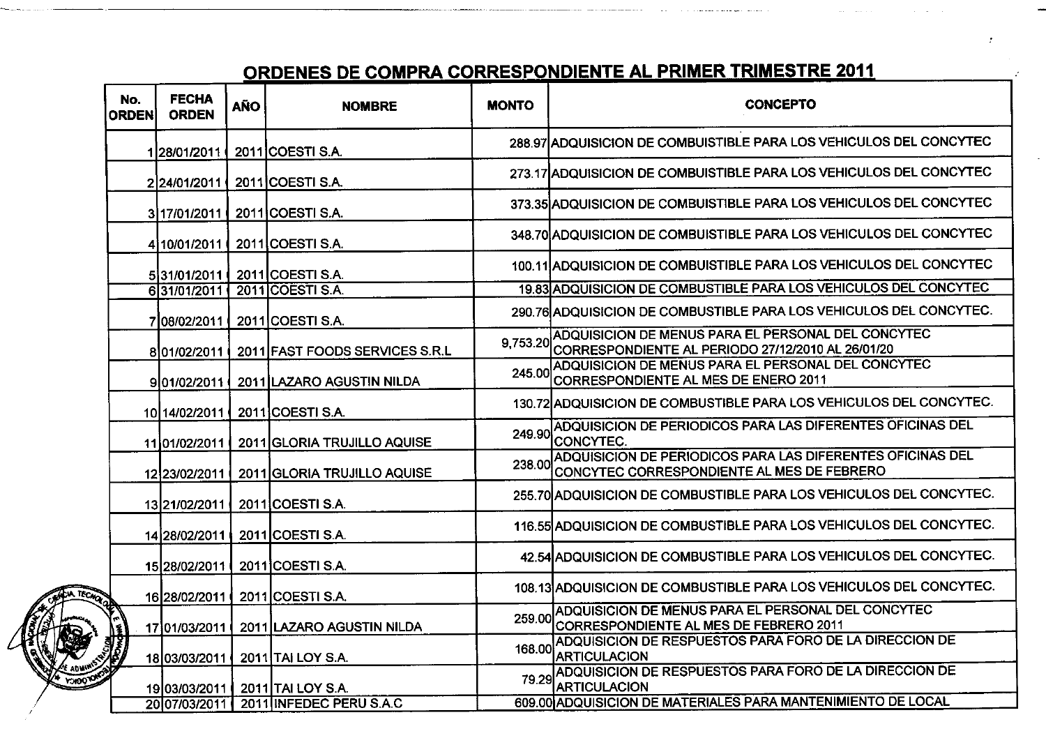## ORDENES DE COMPRA CORRESPONDIENTE AL PRIMER TRIMESTRE 2011

| No. ORDEN | FECHA ORDEN | AÑO | NOMBRE | MONTO | CONCEPTO |
|---|---|---|---|---|---|
| 1 | 28/01/2011 | 2011 | COESTI S.A. | 288.97 | ADQUISICION DE COMBUISTIBLE PARA LOS VEHICULOS DEL CONCYTEC |
| 2 | 24/01/2011 | 2011 | COESTI S.A. | 273.17 | ADQUISICION DE COMBUISTIBLE PARA LOS VEHICULOS DEL CONCYTEC |
| 3 | 17/01/2011 | 2011 | COESTI S.A. | 373.35 | ADQUISICION DE COMBUISTIBLE PARA LOS VEHICULOS DEL CONCYTEC |
| 4 | 10/01/2011 | 2011 | COESTI S.A. | 348.70 | ADQUISICION DE COMBUISTIBLE PARA LOS VEHICULOS DEL CONCYTEC |
| 5 | 31/01/2011 | 2011 | COESTI S.A. | 100.11 | ADQUISICION DE COMBUISTIBLE PARA LOS VEHICULOS DEL CONCYTEC |
| 6 | 31/01/2011 | 2011 | COESTI S.A. | 19.83 | ADQUISICION DE COMBUSTIBLE PARA LOS VEHICULOS DEL CONCYTEC |
| 7 | 08/02/2011 | 2011 | COESTI S.A. | 290.76 | ADQUISICION DE COMBUSTIBLE PARA LOS VEHICULOS DEL CONCYTEC. |
| 8 | 01/02/2011 | 2011 | FAST FOODS SERVICES S.R.L | 9,753.20 | ADQUISICION DE MENUS PARA EL PERSONAL DEL CONCYTEC CORRESPONDIENTE AL PERIODO 27/12/2010 AL 26/01/20 |
| 9 | 01/02/2011 | 2011 | LAZARO AGUSTIN NILDA | 245.00 | ADQUISICION DE MENUS PARA EL PERSONAL DEL CONCYTEC CORRESPONDIENTE AL MES DE ENERO 2011 |
| 10 | 14/02/2011 | 2011 | COESTI S.A. | 130.72 | ADQUISICION DE COMBUSTIBLE PARA LOS VEHICULOS DEL CONCYTEC. |
| 11 | 01/02/2011 | 2011 | GLORIA TRUJILLO AQUISE | 249.90 | ADQUISICION DE PERIODICOS PARA LAS DIFERENTES OFICINAS DEL CONCYTEC. |
| 12 | 23/02/2011 | 2011 | GLORIA TRUJILLO AQUISE | 238.00 | ADQUISICION DE PERIODICOS PARA LAS DIFERENTES OFICINAS DEL CONCYTEC CORRESPONDIENTE AL MES DE FEBRERO |
| 13 | 21/02/2011 | 2011 | COESTI S.A. | 255.70 | ADQUISICION DE COMBUSTIBLE PARA LOS VEHICULOS DEL CONCYTEC. |
| 14 | 28/02/2011 | 2011 | COESTI S.A. | 116.55 | ADQUISICION DE COMBUSTIBLE PARA LOS VEHICULOS DEL CONCYTEC. |
| 15 | 28/02/2011 | 2011 | COESTI S.A. | 42.54 | ADQUISICION DE COMBUSTIBLE PARA LOS VEHICULOS DEL CONCYTEC. |
| 16 | 28/02/2011 | 2011 | COESTI S.A. | 108.13 | ADQUISICION DE COMBUSTIBLE PARA LOS VEHICULOS DEL CONCYTEC. |
| 17 | 01/03/2011 | 2011 | LAZARO AGUSTIN NILDA | 259.00 | ADQUISICION DE MENUS PARA EL PERSONAL DEL CONCYTEC CORRESPONDIENTE AL MES DE FEBRERO 2011 |
| 18 | 03/03/2011 | 2011 | TAI LOY S.A. | 168.00 | ADQUISICION DE RESPUESTOS PARA FORO DE LA DIRECCION DE ARTICULACION |
| 19 | 03/03/2011 | 2011 | TAI LOY S.A. | 79.29 | ADQUISICION DE RESPUESTOS PARA FORO DE LA DIRECCION DE ARTICULACION |
| 20 | 07/03/2011 | 2011 | INFEDEC PERU S.A.C | 609.00 | ADQUISICION DE MATERIALES PARA MANTENIMIENTO DE LOCAL |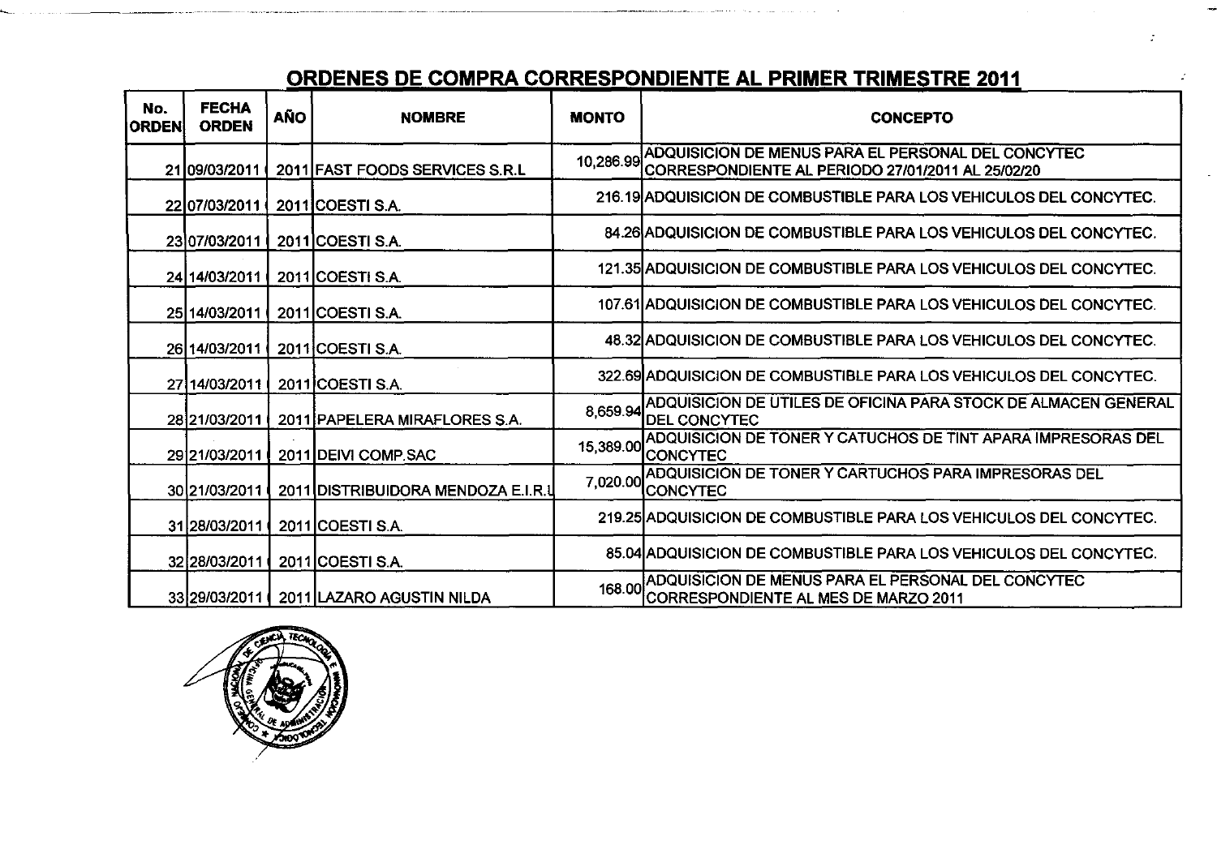## ORDENES DE COMPRA CORRESPONDIENTE AL PRIMER TRIMESTRE 2011

| No. ORDEN | FECHA ORDEN | AÑO | NOMBRE | MONTO | CONCEPTO |
|---|---|---|---|---|---|
| 21 | 09/03/2011 | 2011 | FAST FOODS SERVICES S.R.L | 10,286.99 | ADQUISICION DE MENUS PARA EL PERSONAL DEL CONCYTEC CORRESPONDIENTE AL PERIODO 27/01/2011 AL 25/02/20 |
| 22 | 07/03/2011 | 2011 | COESTI S.A. | 216.19 | ADQUISICION DE COMBUSTIBLE PARA LOS VEHICULOS DEL CONCYTEC. |
| 23 | 07/03/2011 | 2011 | COESTI S.A. | 84.26 | ADQUISICION DE COMBUSTIBLE PARA LOS VEHICULOS DEL CONCYTEC. |
| 24 | 14/03/2011 | 2011 | COESTI S.A. | 121.35 | ADQUISICION DE COMBUSTIBLE PARA LOS VEHICULOS DEL CONCYTEC. |
| 25 | 14/03/2011 | 2011 | COESTI S.A. | 107.61 | ADQUISICION DE COMBUSTIBLE PARA LOS VEHICULOS DEL CONCYTEC. |
| 26 | 14/03/2011 | 2011 | COESTI S.A. | 48.32 | ADQUISICION DE COMBUSTIBLE PARA LOS VEHICULOS DEL CONCYTEC. |
| 27 | 14/03/2011 | 2011 | COESTI S.A. | 322.69 | ADQUISICION DE COMBUSTIBLE PARA LOS VEHICULOS DEL CONCYTEC. |
| 28 | 21/03/2011 | 2011 | PAPELERA MIRAFLORES S.A. | 8,659.94 | ADQUISICION DE UTILES DE OFICINA PARA STOCK DE ALMACEN GENERAL DEL CONCYTEC |
| 29 | 21/03/2011 | 2011 | DEIVI COMP.SAC | 15,389.00 | ADQUISICION DE TONER Y CATUCHOS DE TINT APARA IMPRESORAS DEL CONCYTEC |
| 30 | 21/03/2011 | 2011 | DISTRIBUIDORA MENDOZA E.I.R.L | 7,020.00 | ADQUISICION DE TONER Y CARTUCHOS PARA IMPRESORAS DEL CONCYTEC |
| 31 | 28/03/2011 | 2011 | COESTI S.A. | 219.25 | ADQUISICION DE COMBUSTIBLE PARA LOS VEHICULOS DEL CONCYTEC. |
| 32 | 28/03/2011 | 2011 | COESTI S.A. | 85.04 | ADQUISICION DE COMBUSTIBLE PARA LOS VEHICULOS DEL CONCYTEC. |
| 33 | 29/03/2011 | 2011 | LAZARO AGUSTIN NILDA | 168.00 | ADQUISICION DE MENUS PARA EL PERSONAL DEL CONCYTEC CORRESPONDIENTE AL MES DE MARZO 2011 |